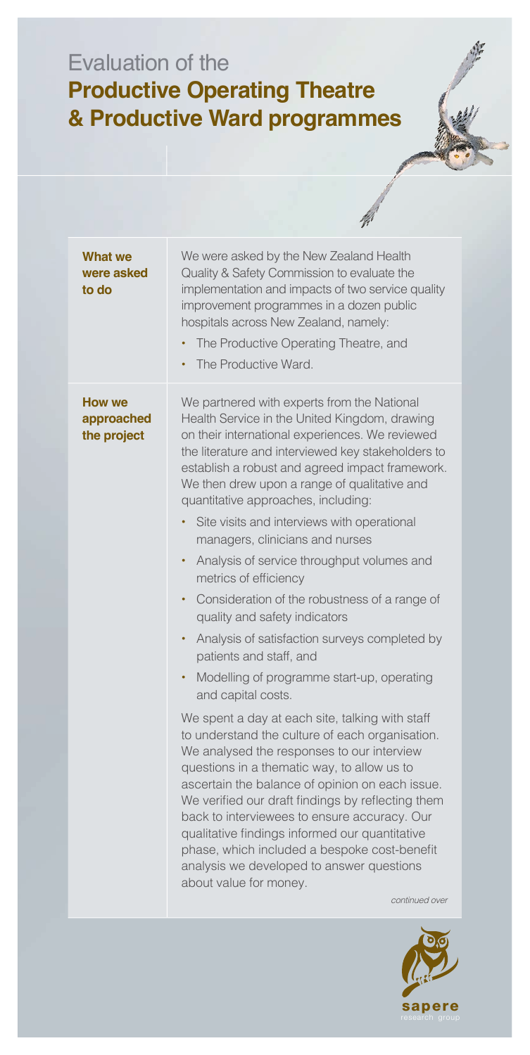# Evaluation of the **Productive Operating Theatre & Productive Ward programmes**

| | |
|---|---|
| **What we were asked to do** | We were asked by the New Zealand Health Quality & Safety Commission to evaluate the implementation and impacts of two service quality improvement programmes in a dozen public hospitals across New Zealand, namely:<br>• The Productive Operating Theatre, and<br>• The Productive Ward. |
| **How we approached the project** | We partnered with experts from the National Health Service in the United Kingdom, drawing on their international experiences. We reviewed the literature and interviewed key stakeholders to establish a robust and agreed impact framework. We then drew upon a range of qualitative and quantitative approaches, including:<br>• Site visits and interviews with operational managers, clinicians and nurses<br>• Analysis of service throughput volumes and metrics of efficiency<br>• Consideration of the robustness of a range of quality and safety indicators<br>• Analysis of satisfaction surveys completed by patients and staff, and<br>• Modelling of programme start-up, operating and capital costs.<br><br>We spent a day at each site, talking with staff to understand the culture of each organisation. We analysed the responses to our interview questions in a thematic way, to allow us to ascertain the balance of opinion on each issue. We verified our draft findings by reflecting them back to interviewees to ensure accuracy. Our qualitative findings informed our quantitative phase, which included a bespoke cost-benefit analysis we developed to answer questions about value for money.<br><br>*continued over* |

sapere research group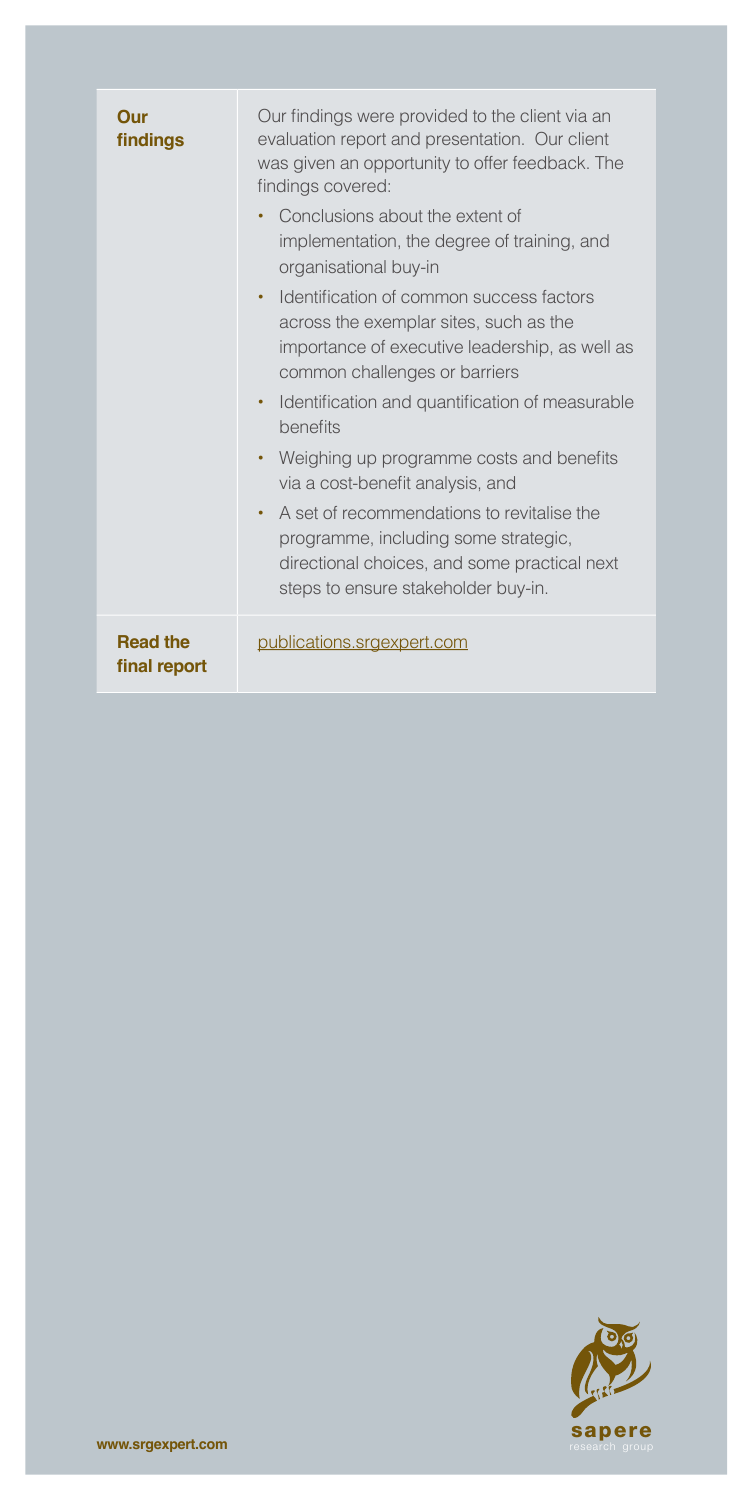| | |
|---|---|
| **Our findings** | Our findings were provided to the client via an evaluation report and presentation. Our client was given an opportunity to offer feedback. The findings covered:<br>• Conclusions about the extent of implementation, the degree of training, and organisational buy-in<br>• Identification of common success factors across the exemplar sites, such as the importance of executive leadership, as well as common challenges or barriers<br>• Identification and quantification of measurable benefits<br>• Weighing up programme costs and benefits via a cost-benefit analysis, and<br>• A set of recommendations to revitalise the programme, including some strategic, directional choices, and some practical next steps to ensure stakeholder buy-in. |
| **Read the final report** | publications.srgexpert.com |

**www.srgexpert.com**

sapere
research group